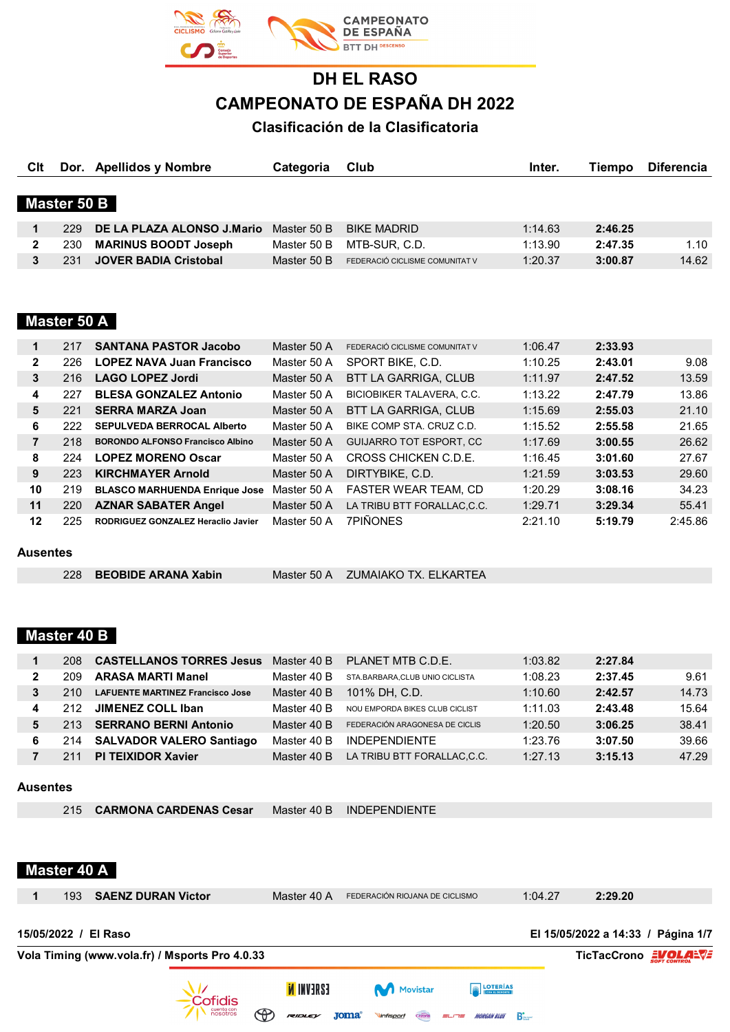# DH EL RASO

# CAMPEONATO DE ESPAÑA DH 2022

## Clasificación de la Clasificatoria

### Master 50 B

| Clt | Dor. | Apellidos y Nombre | Categoria | Club | Inter. | Tiempo | Diferencia |
|---|---|---|---|---|---|---|---|
| 1 | 229 | **DE LA PLAZA ALONSO J.Mario** | Master 50 B | BIKE MADRID | 1:14.63 | **2:46.25** | |
| 2 | 230 | **MARINUS BOODT Joseph** | Master 50 B | MTB-SUR, C.D. | 1:13.90 | **2:47.35** | 1.10 |
| 3 | 231 | **JOVER BADIA Cristobal** | Master 50 B | FEDERACIÓ CICLISME COMUNITAT V | 1:20.37 | **3:00.87** | 14.62 |

### Master 50 A

| Clt | Dor. | Apellidos y Nombre | Categoria | Club | Inter. | Tiempo | Diferencia |
|---|---|---|---|---|---|---|---|
| 1 | 217 | **SANTANA PASTOR Jacobo** | Master 50 A | FEDERACIÓ CICLISME COMUNITAT V | 1:06.47 | **2:33.93** | |
| 2 | 226 | **LOPEZ NAVA Juan Francisco** | Master 50 A | SPORT BIKE, C.D. | 1:10.25 | **2:43.01** | 9.08 |
| 3 | 216 | **LAGO LOPEZ Jordi** | Master 50 A | BTT LA GARRIGA, CLUB | 1:11.97 | **2:47.52** | 13.59 |
| 4 | 227 | **BLESA GONZALEZ Antonio** | Master 50 A | BICIOBIKER TALAVERA, C.C. | 1:13.22 | **2:47.79** | 13.86 |
| 5 | 221 | **SERRA MARZA Joan** | Master 50 A | BTT LA GARRIGA, CLUB | 1:15.69 | **2:55.03** | 21.10 |
| 6 | 222 | **SEPULVEDA BERROCAL Alberto** | Master 50 A | BIKE COMP STA. CRUZ C.D. | 1:15.52 | **2:55.58** | 21.65 |
| 7 | 218 | **BORONDO ALFONSO Francisco Albino** | Master 50 A | GUIJARRO TOT ESPORT, CC | 1:17.69 | **3:00.55** | 26.62 |
| 8 | 224 | **LOPEZ MORENO Oscar** | Master 50 A | CROSS CHICKEN C.D.E. | 1:16.45 | **3:01.60** | 27.67 |
| 9 | 223 | **KIRCHMAYER Arnold** | Master 50 A | DIRTYBIKE, C.D. | 1:21.59 | **3:03.53** | 29.60 |
| 10 | 219 | **BLASCO MARHUENDA Enrique Jose** | Master 50 A | FASTER WEAR TEAM, CD | 1:20.29 | **3:08.16** | 34.23 |
| 11 | 220 | **AZNAR SABATER Angel** | Master 50 A | LA TRIBU BTT FORALLAC,C.C. | 1:29.71 | **3:29.34** | 55.41 |
| 12 | 225 | **RODRIGUEZ GONZALEZ Heraclio Javier** | Master 50 A | 7PIÑONES | 2:21.10 | **5:19.79** | 2:45.86 |

**Ausentes**

| Dor. | Apellidos y Nombre | Categoria | Club |
|---|---|---|---|
| 228 | **BEOBIDE ARANA Xabin** | Master 50 A | ZUMAIAKO TX. ELKARTEA |

### Master 40 B

| Clt | Dor. | Apellidos y Nombre | Categoria | Club | Inter. | Tiempo | Diferencia |
|---|---|---|---|---|---|---|---|
| 1 | 208 | **CASTELLANOS TORRES Jesus** | Master 40 B | PLANET MTB C.D.E. | 1:03.82 | **2:27.84** | |
| 2 | 209 | **ARASA MARTI Manel** | Master 40 B | STA.BARBARA,CLUB UNIO CICLISTA | 1:08.23 | **2:37.45** | 9.61 |
| 3 | 210 | **LAFUENTE MARTINEZ Francisco Jose** | Master 40 B | 101% DH, C.D. | 1:10.60 | **2:42.57** | 14.73 |
| 4 | 212 | **JIMENEZ COLL Iban** | Master 40 B | NOU EMPORDA BIKES CLUB CICLIST | 1:11.03 | **2:43.48** | 15.64 |
| 5 | 213 | **SERRANO BERNI Antonio** | Master 40 B | FEDERACIÓN ARAGONESA DE CICLIS | 1:20.50 | **3:06.25** | 38.41 |
| 6 | 214 | **SALVADOR VALERO Santiago** | Master 40 B | INDEPENDIENTE | 1:23.76 | **3:07.50** | 39.66 |
| 7 | 211 | **PI TEIXIDOR Xavier** | Master 40 B | LA TRIBU BTT FORALLAC,C.C. | 1:27.13 | **3:15.13** | 47.29 |

**Ausentes**

| Dor. | Apellidos y Nombre | Categoria | Club |
|---|---|---|---|
| 215 | **CARMONA CARDENAS Cesar** | Master 40 B | INDEPENDIENTE |

### Master 40 A

| Clt | Dor. | Apellidos y Nombre | Categoria | Club | Inter. | Tiempo | Diferencia |
|---|---|---|---|---|---|---|---|
| 1 | 193 | **SAENZ DURAN Victor** | Master 40 A | FEDERACIÓN RIOJANA DE CICLISMO | 1:04.27 | **2:29.20** | |

15/05/2022 / El Raso — El 15/05/2022 a 14:33

Vola Timing (www.vola.fr) / Msports Pro 4.0.33 — TicTacCrono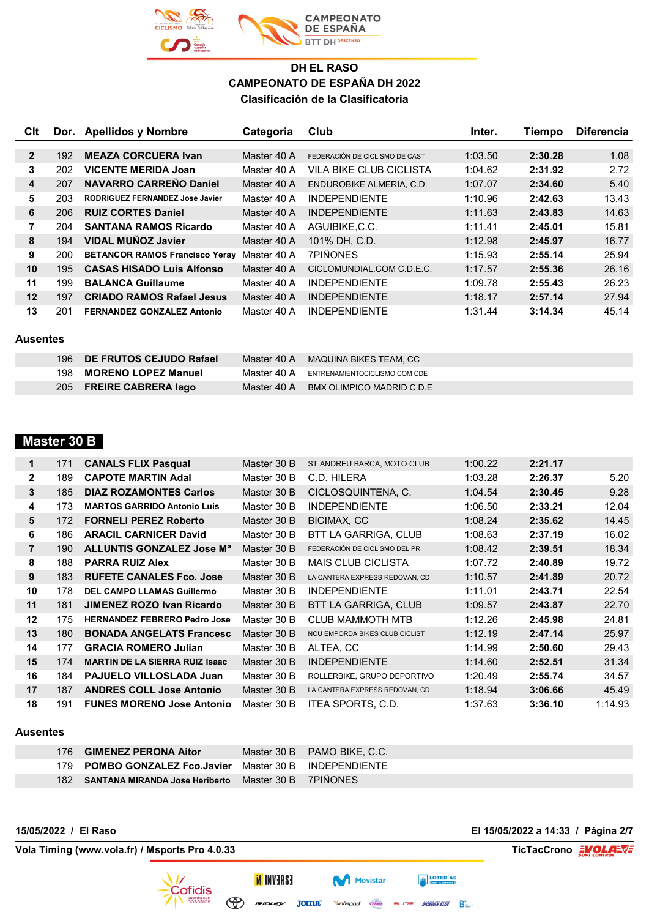## DH EL RASO
## CAMPEONATO DE ESPAÑA DH 2022
## Clasificación de la Clasificatoria

| Clt | Dor. | Apellidos y Nombre | Categoria | Club | Inter. | Tiempo | Diferencia |
|---|---|---|---|---|---|---|---|
| 2 | 192 | **MEAZA CORCUERA Ivan** | Master 40 A | FEDERACIÓN DE CICLISMO DE CAST | 1:03.50 | **2:30.28** | 1.08 |
| 3 | 202 | **VICENTE MERIDA Joan** | Master 40 A | VILA BIKE CLUB CICLISTA | 1:04.62 | **2:31.92** | 2.72 |
| 4 | 207 | **NAVARRO CARREÑO Daniel** | Master 40 A | ENDUROBIKE ALMERIA, C.D. | 1:07.07 | **2:34.60** | 5.40 |
| 5 | 203 | **RODRIGUEZ FERNANDEZ Jose Javier** | Master 40 A | INDEPENDIENTE | 1:10.96 | **2:42.63** | 13.43 |
| 6 | 206 | **RUIZ CORTES Daniel** | Master 40 A | INDEPENDIENTE | 1:11.63 | **2:43.83** | 14.63 |
| 7 | 204 | **SANTANA RAMOS Ricardo** | Master 40 A | AGUIBIKE,C.C. | 1:11.41 | **2:45.01** | 15.81 |
| 8 | 194 | **VIDAL MUÑOZ Javier** | Master 40 A | 101% DH, C.D. | 1:12.98 | **2:45.97** | 16.77 |
| 9 | 200 | **BETANCOR RAMOS Francisco Yeray** | Master 40 A | 7PIÑONES | 1:15.93 | **2:55.14** | 25.94 |
| 10 | 195 | **CASAS HISADO Luis Alfonso** | Master 40 A | CICLOMUNDIAL.COM C.D.E.C. | 1:17.57 | **2:55.36** | 26.16 |
| 11 | 199 | **BALANCA Guillaume** | Master 40 A | INDEPENDIENTE | 1:09.78 | **2:55.43** | 26.23 |
| 12 | 197 | **CRIADO RAMOS Rafael Jesus** | Master 40 A | INDEPENDIENTE | 1:18.17 | **2:57.14** | 27.94 |
| 13 | 201 | **FERNANDEZ GONZALEZ Antonio** | Master 40 A | INDEPENDIENTE | 1:31.44 | **3:14.34** | 45.14 |

### Ausentes

| Dor. | Apellidos y Nombre | Categoria | Club |
|---|---|---|---|
| 196 | **DE FRUTOS CEJUDO Rafael** | Master 40 A | MAQUINA BIKES TEAM, CC |
| 198 | **MORENO LOPEZ Manuel** | Master 40 A | ENTRENAMIENTOCICLISMO.COM CDE |
| 205 | **FREIRE CABRERA Iago** | Master 40 A | BMX OLIMPICO MADRID C.D.E |

## Master 30 B

| Clt | Dor. | Apellidos y Nombre | Categoria | Club | Inter. | Tiempo | Diferencia |
|---|---|---|---|---|---|---|---|
| 1 | 171 | **CANALS FLIX Pasqual** | Master 30 B | ST.ANDREU BARCA, MOTO CLUB | 1:00.22 | **2:21.17** | |
| 2 | 189 | **CAPOTE MARTIN Adal** | Master 30 B | C.D. HILERA | 1:03.28 | **2:26.37** | 5.20 |
| 3 | 185 | **DIAZ ROZAMONTES Carlos** | Master 30 B | CICLOSQUINTENA, C. | 1:04.54 | **2:30.45** | 9.28 |
| 4 | 173 | **MARTOS GARRIDO Antonio Luis** | Master 30 B | INDEPENDIENTE | 1:06.50 | **2:33.21** | 12.04 |
| 5 | 172 | **FORNELI PEREZ Roberto** | Master 30 B | BICIMAX, CC | 1:08.24 | **2:35.62** | 14.45 |
| 6 | 186 | **ARACIL CARNICER David** | Master 30 B | BTT LA GARRIGA, CLUB | 1:08.63 | **2:37.19** | 16.02 |
| 7 | 190 | **ALLUNTIS GONZALEZ Jose Mª** | Master 30 B | FEDERACIÓN DE CICLISMO DEL PRI | 1:08.42 | **2:39.51** | 18.34 |
| 8 | 188 | **PARRA RUIZ Alex** | Master 30 B | MAIS CLUB CICLISTA | 1:07.72 | **2:40.89** | 19.72 |
| 9 | 183 | **RUFETE CANALES Fco. Jose** | Master 30 B | LA CANTERA EXPRESS REDOVAN, CD | 1:10.57 | **2:41.89** | 20.72 |
| 10 | 178 | **DEL CAMPO LLAMAS Guillermo** | Master 30 B | INDEPENDIENTE | 1:11.01 | **2:43.71** | 22.54 |
| 11 | 181 | **JIMENEZ ROZO Ivan Ricardo** | Master 30 B | BTT LA GARRIGA, CLUB | 1:09.57 | **2:43.87** | 22.70 |
| 12 | 175 | **HERNANDEZ FEBRERO Pedro Jose** | Master 30 B | CLUB MAMMOTH MTB | 1:12.26 | **2:45.98** | 24.81 |
| 13 | 180 | **BONADA ANGELATS Francesc** | Master 30 B | NOU EMPORDA BIKES CLUB CICLIST | 1:12.19 | **2:47.14** | 25.97 |
| 14 | 177 | **GRACIA ROMERO Julian** | Master 30 B | ALTEA, CC | 1:14.99 | **2:50.60** | 29.43 |
| 15 | 174 | **MARTIN DE LA SIERRA RUIZ Isaac** | Master 30 B | INDEPENDIENTE | 1:14.60 | **2:52.51** | 31.34 |
| 16 | 184 | **PAJUELO VILLOSLADA Juan** | Master 30 B | ROLLERBIKE, GRUPO DEPORTIVO | 1:20.49 | **2:55.74** | 34.57 |
| 17 | 187 | **ANDRES COLL Jose Antonio** | Master 30 B | LA CANTERA EXPRESS REDOVAN, CD | 1:18.94 | **3:06.66** | 45.49 |
| 18 | 191 | **FUNES MORENO Jose Antonio** | Master 30 B | ITEA SPORTS, C.D. | 1:37.63 | **3:36.10** | 1:14.93 |

### Ausentes

| Dor. | Apellidos y Nombre | Categoria | Club |
|---|---|---|---|
| 176 | **GIMENEZ PERONA Aitor** | Master 30 B | PAMO BIKE, C.C. |
| 179 | **POMBO GONZALEZ Fco.Javier** | Master 30 B | INDEPENDIENTE |
| 182 | **SANTANA MIRANDA Jose Heriberto** | Master 30 B | 7PIÑONES |

**15/05/2022 / El Raso** — **El 15/05/2022 a 14:33**

**Vola Timing (www.vola.fr) / Msports Pro 4.0.33** — **TicTacCrono**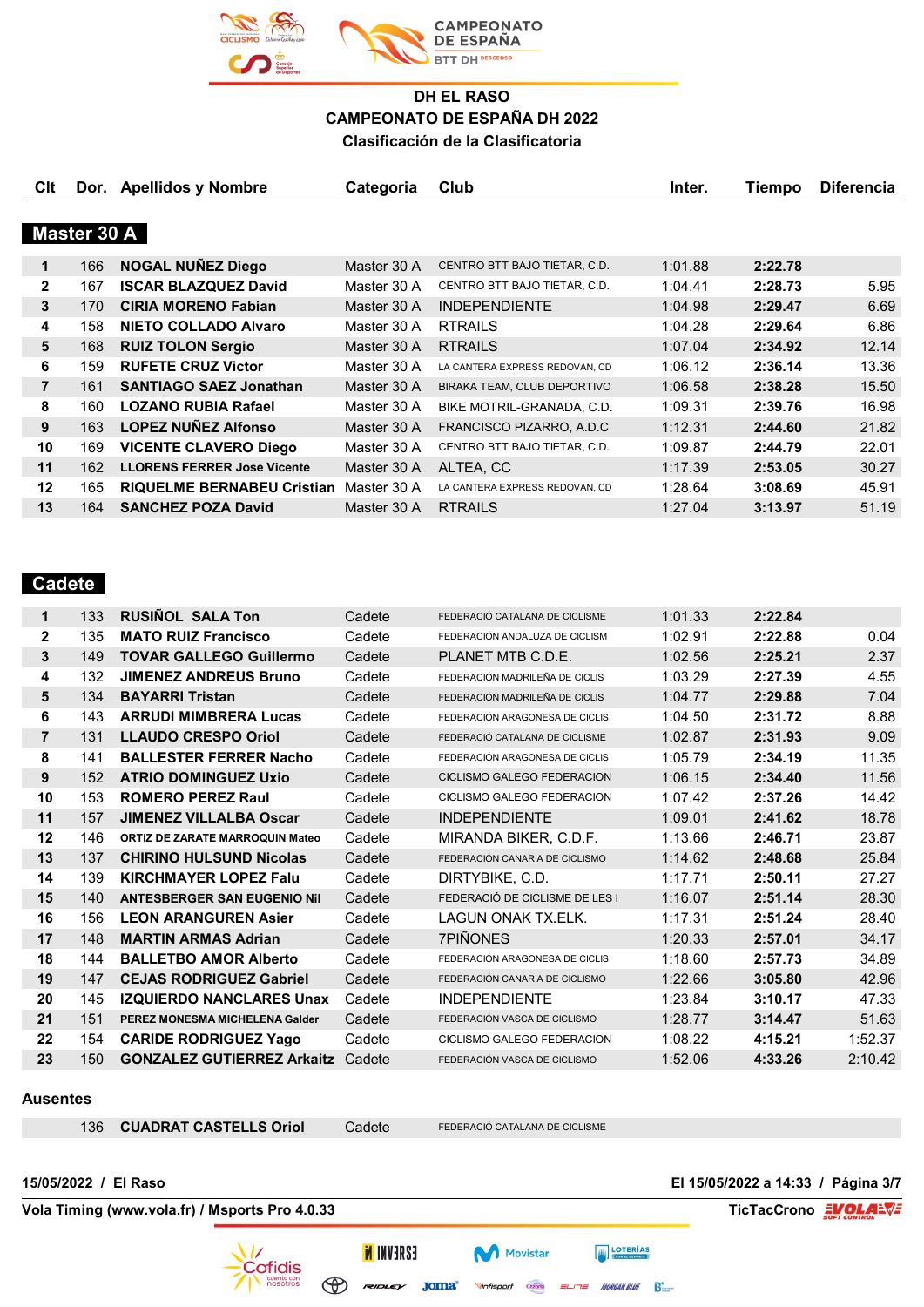CAMPEONATO DE ESPAÑA BTT DH DESCENSO

## DH EL RASO
## CAMPEONATO DE ESPAÑA DH 2022
### Clasificación de la Clasificatoria

### Master 30 A

| Clt | Dor. | Apellidos y Nombre | Categoria | Club | Inter. | Tiempo | Diferencia |
|---|---|---|---|---|---|---|---|
| 1 | 166 | **NOGAL NUÑEZ Diego** | Master 30 A | CENTRO BTT BAJO TIETAR, C.D. | 1:01.88 | **2:22.78** | |
| 2 | 167 | **ISCAR BLAZQUEZ David** | Master 30 A | CENTRO BTT BAJO TIETAR, C.D. | 1:04.41 | **2:28.73** | 5.95 |
| 3 | 170 | **CIRIA MORENO Fabian** | Master 30 A | INDEPENDIENTE | 1:04.98 | **2:29.47** | 6.69 |
| 4 | 158 | **NIETO COLLADO Alvaro** | Master 30 A | RTRAILS | 1:04.28 | **2:29.64** | 6.86 |
| 5 | 168 | **RUIZ TOLON Sergio** | Master 30 A | RTRAILS | 1:07.04 | **2:34.92** | 12.14 |
| 6 | 159 | **RUFETE CRUZ Victor** | Master 30 A | LA CANTERA EXPRESS REDOVAN, CD | 1:06.12 | **2:36.14** | 13.36 |
| 7 | 161 | **SANTIAGO SAEZ Jonathan** | Master 30 A | BIRAKA TEAM, CLUB DEPORTIVO | 1:06.58 | **2:38.28** | 15.50 |
| 8 | 160 | **LOZANO RUBIA Rafael** | Master 30 A | BIKE MOTRIL-GRANADA, C.D. | 1:09.31 | **2:39.76** | 16.98 |
| 9 | 163 | **LOPEZ NUÑEZ Alfonso** | Master 30 A | FRANCISCO PIZARRO, A.D.C | 1:12.31 | **2:44.60** | 21.82 |
| 10 | 169 | **VICENTE CLAVERO Diego** | Master 30 A | CENTRO BTT BAJO TIETAR, C.D. | 1:09.87 | **2:44.79** | 22.01 |
| 11 | 162 | **LLORENS FERRER Jose Vicente** | Master 30 A | ALTEA, CC | 1:17.39 | **2:53.05** | 30.27 |
| 12 | 165 | **RIQUELME BERNABEU Cristian** | Master 30 A | LA CANTERA EXPRESS REDOVAN, CD | 1:28.64 | **3:08.69** | 45.91 |
| 13 | 164 | **SANCHEZ POZA David** | Master 30 A | RTRAILS | 1:27.04 | **3:13.97** | 51.19 |

### Cadete

| Clt | Dor. | Apellidos y Nombre | Categoria | Club | Inter. | Tiempo | Diferencia |
|---|---|---|---|---|---|---|---|
| 1 | 133 | **RUSIÑOL SALA Ton** | Cadete | FEDERACIÓ CATALANA DE CICLISME | 1:01.33 | **2:22.84** | |
| 2 | 135 | **MATO RUIZ Francisco** | Cadete | FEDERACIÓN ANDALUZA DE CICLISM | 1:02.91 | **2:22.88** | 0.04 |
| 3 | 149 | **TOVAR GALLEGO Guillermo** | Cadete | PLANET MTB C.D.E. | 1:02.56 | **2:25.21** | 2.37 |
| 4 | 132 | **JIMENEZ ANDREUS Bruno** | Cadete | FEDERACIÓN MADRILEÑA DE CICLIS | 1:03.29 | **2:27.39** | 4.55 |
| 5 | 134 | **BAYARRI Tristan** | Cadete | FEDERACIÓN MADRILEÑA DE CICLIS | 1:04.77 | **2:29.88** | 7.04 |
| 6 | 143 | **ARRUDI MIMBRERA Lucas** | Cadete | FEDERACIÓN ARAGONESA DE CICLIS | 1:04.50 | **2:31.72** | 8.88 |
| 7 | 131 | **LLAUDO CRESPO Oriol** | Cadete | FEDERACIÓ CATALANA DE CICLISME | 1:02.87 | **2:31.93** | 9.09 |
| 8 | 141 | **BALLESTER FERRER Nacho** | Cadete | FEDERACIÓN ARAGONESA DE CICLIS | 1:05.79 | **2:34.19** | 11.35 |
| 9 | 152 | **ATRIO DOMINGUEZ Uxio** | Cadete | CICLISMO GALEGO FEDERACION | 1:06.15 | **2:34.40** | 11.56 |
| 10 | 153 | **ROMERO PEREZ Raul** | Cadete | CICLISMO GALEGO FEDERACION | 1:07.42 | **2:37.26** | 14.42 |
| 11 | 157 | **JIMENEZ VILLALBA Oscar** | Cadete | INDEPENDIENTE | 1:09.01 | **2:41.62** | 18.78 |
| 12 | 146 | **ORTIZ DE ZARATE MARROQUIN Mateo** | Cadete | MIRANDA BIKER, C.D.F. | 1:13.66 | **2:46.71** | 23.87 |
| 13 | 137 | **CHIRINO HULSUND Nicolas** | Cadete | FEDERACIÓN CANARIA DE CICLISMO | 1:14.62 | **2:48.68** | 25.84 |
| 14 | 139 | **KIRCHMAYER LOPEZ Falu** | Cadete | DIRTYBIKE, C.D. | 1:17.71 | **2:50.11** | 27.27 |
| 15 | 140 | **ANTESBERGER SAN EUGENIO Nil** | Cadete | FEDERACIÓ DE CICLISME DE LES I | 1:16.07 | **2:51.14** | 28.30 |
| 16 | 156 | **LEON ARANGUREN Asier** | Cadete | LAGUN ONAK TX.ELK. | 1:17.31 | **2:51.24** | 28.40 |
| 17 | 148 | **MARTIN ARMAS Adrian** | Cadete | 7PIÑONES | 1:20.33 | **2:57.01** | 34.17 |
| 18 | 144 | **BALLETBO AMOR Alberto** | Cadete | FEDERACIÓN ARAGONESA DE CICLIS | 1:18.60 | **2:57.73** | 34.89 |
| 19 | 147 | **CEJAS RODRIGUEZ Gabriel** | Cadete | FEDERACIÓN CANARIA DE CICLISMO | 1:22.66 | **3:05.80** | 42.96 |
| 20 | 145 | **IZQUIERDO NANCLARES Unax** | Cadete | INDEPENDIENTE | 1:23.84 | **3:10.17** | 47.33 |
| 21 | 151 | **PEREZ MONESMA MICHELENA Galder** | Cadete | FEDERACIÓN VASCA DE CICLISMO | 1:28.77 | **3:14.47** | 51.63 |
| 22 | 154 | **CARIDE RODRIGUEZ Yago** | Cadete | CICLISMO GALEGO FEDERACION | 1:08.22 | **4:15.21** | 1:52.37 |
| 23 | 150 | **GONZALEZ GUTIERREZ Arkaitz** | Cadete | FEDERACIÓN VASCA DE CICLISMO | 1:52.06 | **4:33.26** | 2:10.42 |

### Ausentes

| Clt | Dor. | Apellidos y Nombre | Categoria | Club | Inter. | Tiempo | Diferencia |
|---|---|---|---|---|---|---|---|
| | 136 | **CUADRAT CASTELLS Oriol** | Cadete | FEDERACIÓ CATALANA DE CICLISME | | | |

**15/05/2022 / El Raso** — **El 15/05/2022 a 14:33**

**Vola Timing (www.vola.fr) / Msports Pro 4.0.33** — **TicTacCrono**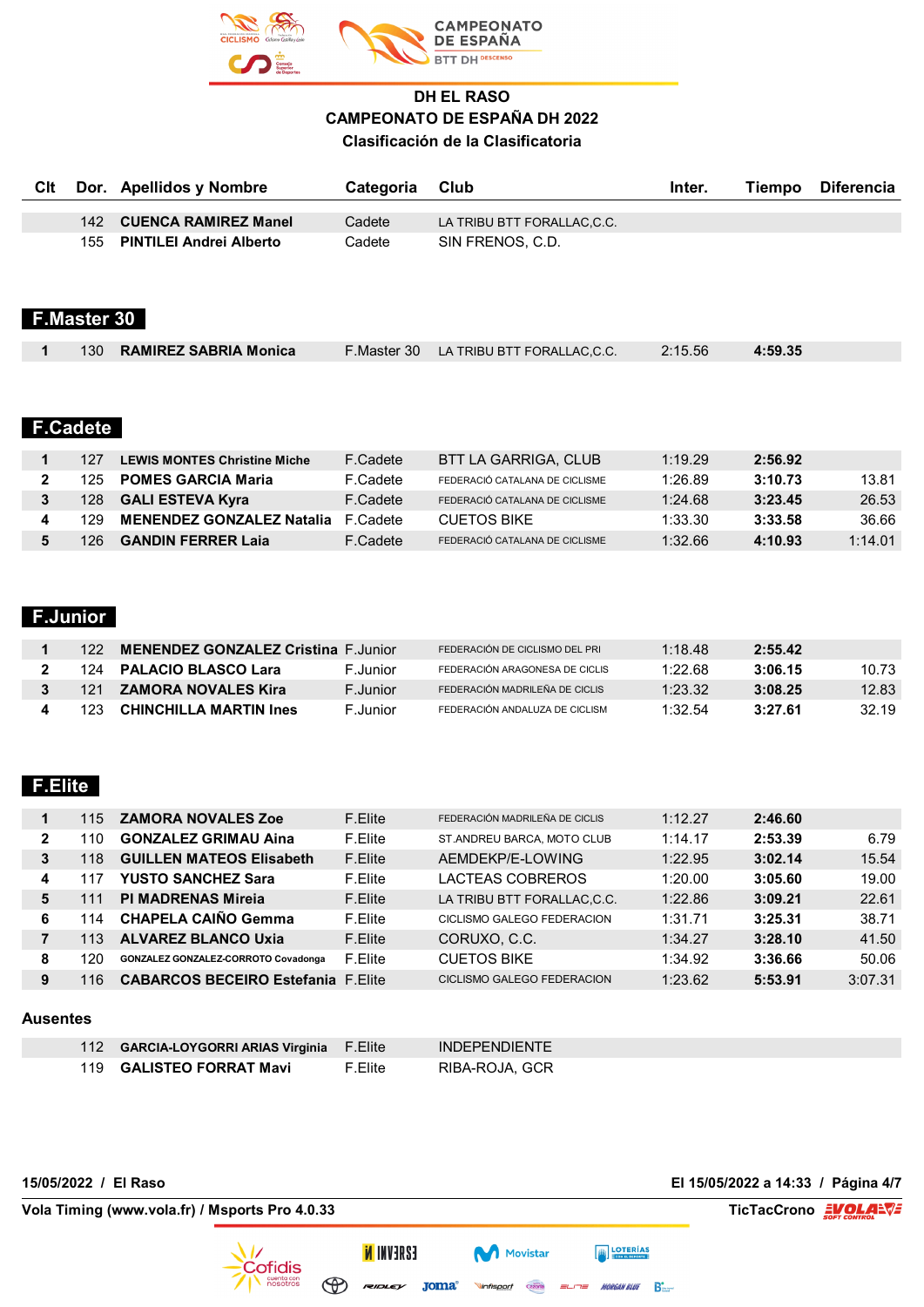# DH EL RASO
## CAMPEONATO DE ESPAÑA DH 2022
### Clasificación de la Clasificatoria

| Clt | Dor. | Apellidos y Nombre | Categoria | Club | Inter. | Tiempo | Diferencia |
|---|---|---|---|---|---|---|---|
| | 142 | **CUENCA RAMIREZ Manel** | Cadete | LA TRIBU BTT FORALLAC,C.C. | | | |
| | 155 | **PINTILEI Andrei Alberto** | Cadete | SIN FRENOS, C.D. | | | |

## F.Master 30

| Clt | Dor. | Apellidos y Nombre | Categoria | Club | Inter. | Tiempo | Diferencia |
|---|---|---|---|---|---|---|---|
| 1 | 130 | **RAMIREZ SABRIA Monica** | F.Master 30 | LA TRIBU BTT FORALLAC,C.C. | 2:15.56 | **4:59.35** | |

## F.Cadete

| Clt | Dor. | Apellidos y Nombre | Categoria | Club | Inter. | Tiempo | Diferencia |
|---|---|---|---|---|---|---|---|
| 1 | 127 | **LEWIS MONTES Christine Miche** | F.Cadete | BTT LA GARRIGA, CLUB | 1:19.29 | **2:56.92** | |
| 2 | 125 | **POMES GARCIA Maria** | F.Cadete | FEDERACIÓ CATALANA DE CICLISME | 1:26.89 | **3:10.73** | 13.81 |
| 3 | 128 | **GALI ESTEVA Kyra** | F.Cadete | FEDERACIÓ CATALANA DE CICLISME | 1:24.68 | **3:23.45** | 26.53 |
| 4 | 129 | **MENENDEZ GONZALEZ Natalia** | F.Cadete | CUETOS BIKE | 1:33.30 | **3:33.58** | 36.66 |
| 5 | 126 | **GANDIN FERRER Laia** | F.Cadete | FEDERACIÓ CATALANA DE CICLISME | 1:32.66 | **4:10.93** | 1:14.01 |

## F.Junior

| Clt | Dor. | Apellidos y Nombre | Categoria | Club | Inter. | Tiempo | Diferencia |
|---|---|---|---|---|---|---|---|
| 1 | 122 | **MENENDEZ GONZALEZ Cristina** | F.Junior | FEDERACIÓN DE CICLISMO DEL PRI | 1:18.48 | **2:55.42** | |
| 2 | 124 | **PALACIO BLASCO Lara** | F.Junior | FEDERACIÓN ARAGONESA DE CICLIS | 1:22.68 | **3:06.15** | 10.73 |
| 3 | 121 | **ZAMORA NOVALES Kira** | F.Junior | FEDERACIÓN MADRILEÑA DE CICLIS | 1:23.32 | **3:08.25** | 12.83 |
| 4 | 123 | **CHINCHILLA MARTIN Ines** | F.Junior | FEDERACIÓN ANDALUZA DE CICLISM | 1:32.54 | **3:27.61** | 32.19 |

## F.Elite

| Clt | Dor. | Apellidos y Nombre | Categoria | Club | Inter. | Tiempo | Diferencia |
|---|---|---|---|---|---|---|---|
| 1 | 115 | **ZAMORA NOVALES Zoe** | F.Elite | FEDERACIÓN MADRILEÑA DE CICLIS | 1:12.27 | **2:46.60** | |
| 2 | 110 | **GONZALEZ GRIMAU Aina** | F.Elite | ST.ANDREU BARCA, MOTO CLUB | 1:14.17 | **2:53.39** | 6.79 |
| 3 | 118 | **GUILLEN MATEOS Elisabeth** | F.Elite | AEMDEKP/E-LOWING | 1:22.95 | **3:02.14** | 15.54 |
| 4 | 117 | **YUSTO SANCHEZ Sara** | F.Elite | LACTEAS COBREROS | 1:20.00 | **3:05.60** | 19.00 |
| 5 | 111 | **PI MADRENAS Mireia** | F.Elite | LA TRIBU BTT FORALLAC,C.C. | 1:22.86 | **3:09.21** | 22.61 |
| 6 | 114 | **CHAPELA CAIÑO Gemma** | F.Elite | CICLISMO GALEGO FEDERACION | 1:31.71 | **3:25.31** | 38.71 |
| 7 | 113 | **ALVAREZ BLANCO Uxia** | F.Elite | CORUXO, C.C. | 1:34.27 | **3:28.10** | 41.50 |
| 8 | 120 | **GONZALEZ GONZALEZ-CORROTO Covadonga** | F.Elite | CUETOS BIKE | 1:34.92 | **3:36.66** | 50.06 |
| 9 | 116 | **CABARCOS BECEIRO Estefania** | F.Elite | CICLISMO GALEGO FEDERACION | 1:23.62 | **5:53.91** | 3:07.31 |

**Ausentes**

| Clt | Dor. | Apellidos y Nombre | Categoria | Club | Inter. | Tiempo | Diferencia |
|---|---|---|---|---|---|---|---|
| | 112 | **GARCIA-LOYGORRI ARIAS Virginia** | F.Elite | INDEPENDIENTE | | | |
| | 119 | **GALISTEO FORRAT Mavi** | F.Elite | RIBA-ROJA, GCR | | | |

15/05/2022 / El Raso — El 15/05/2022 a 14:33

Vola Timing (www.vola.fr) / Msports Pro 4.0.33 — TicTacCrono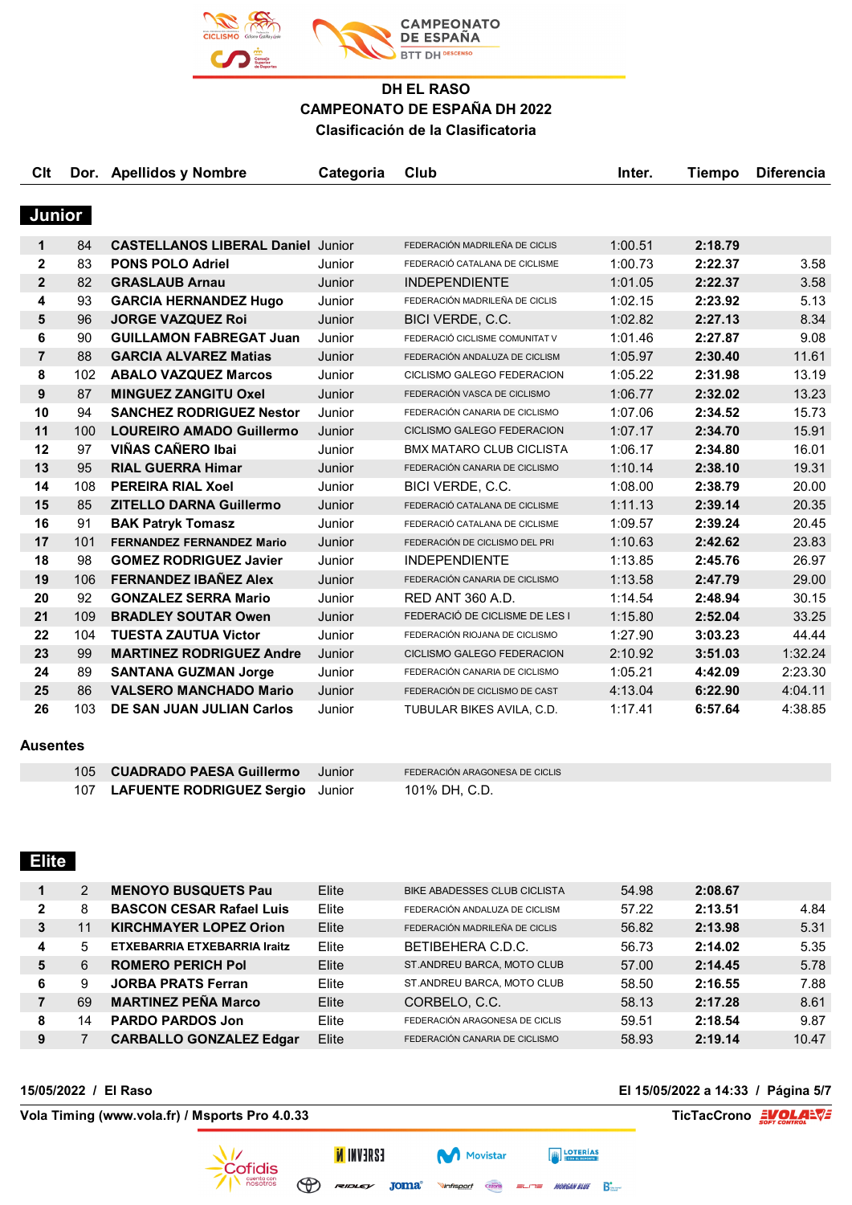CAMPEONATO DE ESPAÑA BTT DH DESCENSO

# DH EL RASO
## CAMPEONATO DE ESPAÑA DH 2022
### Clasificación de la Clasificatoria

## Junior

| Clt | Dor. | Apellidos y Nombre | Categoria | Club | Inter. | Tiempo | Diferencia |
|---|---|---|---|---|---|---|---|
| 1 | 84 | **CASTELLANOS LIBERAL Daniel** | Junior | FEDERACIÓN MADRILEÑA DE CICLIS | 1:00.51 | **2:18.79** | |
| 2 | 83 | **PONS POLO Adriel** | Junior | FEDERACIÓ CATALANA DE CICLISME | 1:00.73 | **2:22.37** | 3.58 |
| 2 | 82 | **GRASLAUB Arnau** | Junior | INDEPENDIENTE | 1:01.05 | **2:22.37** | 3.58 |
| 4 | 93 | **GARCIA HERNANDEZ Hugo** | Junior | FEDERACIÓN MADRILEÑA DE CICLIS | 1:02.15 | **2:23.92** | 5.13 |
| 5 | 96 | **JORGE VAZQUEZ Roi** | Junior | BICI VERDE, C.C. | 1:02.82 | **2:27.13** | 8.34 |
| 6 | 90 | **GUILLAMON FABREGAT Juan** | Junior | FEDERACIÓ CICLISME COMUNITAT V | 1:01.46 | **2:27.87** | 9.08 |
| 7 | 88 | **GARCIA ALVAREZ Matias** | Junior | FEDERACIÓN ANDALUZA DE CICLISM | 1:05.97 | **2:30.40** | 11.61 |
| 8 | 102 | **ABALO VAZQUEZ Marcos** | Junior | CICLISMO GALEGO FEDERACION | 1:05.22 | **2:31.98** | 13.19 |
| 9 | 87 | **MINGUEZ ZANGITU Oxel** | Junior | FEDERACIÓN VASCA DE CICLISMO | 1:06.77 | **2:32.02** | 13.23 |
| 10 | 94 | **SANCHEZ RODRIGUEZ Nestor** | Junior | FEDERACIÓN CANARIA DE CICLISMO | 1:07.06 | **2:34.52** | 15.73 |
| 11 | 100 | **LOUREIRO AMADO Guillermo** | Junior | CICLISMO GALEGO FEDERACION | 1:07.17 | **2:34.70** | 15.91 |
| 12 | 97 | **VIÑAS CAÑERO Ibai** | Junior | BMX MATARO CLUB CICLISTA | 1:06.17 | **2:34.80** | 16.01 |
| 13 | 95 | **RIAL GUERRA Himar** | Junior | FEDERACIÓN CANARIA DE CICLISMO | 1:10.14 | **2:38.10** | 19.31 |
| 14 | 108 | **PEREIRA RIAL Xoel** | Junior | BICI VERDE, C.C. | 1:08.00 | **2:38.79** | 20.00 |
| 15 | 85 | **ZITELLO DARNA Guillermo** | Junior | FEDERACIÓ CATALANA DE CICLISME | 1:11.13 | **2:39.14** | 20.35 |
| 16 | 91 | **BAK Patryk Tomasz** | Junior | FEDERACIÓ CATALANA DE CICLISME | 1:09.57 | **2:39.24** | 20.45 |
| 17 | 101 | **FERNANDEZ FERNANDEZ Mario** | Junior | FEDERACIÓN DE CICLISMO DEL PRI | 1:10.63 | **2:42.62** | 23.83 |
| 18 | 98 | **GOMEZ RODRIGUEZ Javier** | Junior | INDEPENDIENTE | 1:13.85 | **2:45.76** | 26.97 |
| 19 | 106 | **FERNANDEZ IBAÑEZ Alex** | Junior | FEDERACIÓN CANARIA DE CICLISMO | 1:13.58 | **2:47.79** | 29.00 |
| 20 | 92 | **GONZALEZ SERRA Mario** | Junior | RED ANT 360 A.D. | 1:14.54 | **2:48.94** | 30.15 |
| 21 | 109 | **BRADLEY SOUTAR Owen** | Junior | FEDERACIÓ DE CICLISME DE LES I | 1:15.80 | **2:52.04** | 33.25 |
| 22 | 104 | **TUESTA ZAUTUA Victor** | Junior | FEDERACIÓN RIOJANA DE CICLISMO | 1:27.90 | **3:03.23** | 44.44 |
| 23 | 99 | **MARTINEZ RODRIGUEZ Andre** | Junior | CICLISMO GALEGO FEDERACION | 2:10.92 | **3:51.03** | 1:32.24 |
| 24 | 89 | **SANTANA GUZMAN Jorge** | Junior | FEDERACIÓN CANARIA DE CICLISMO | 1:05.21 | **4:42.09** | 2:23.30 |
| 25 | 86 | **VALSERO MANCHADO Mario** | Junior | FEDERACIÓN DE CICLISMO DE CAST | 4:13.04 | **6:22.90** | 4:04.11 |
| 26 | 103 | **DE SAN JUAN JULIAN Carlos** | Junior | TUBULAR BIKES AVILA, C.D. | 1:17.41 | **6:57.64** | 4:38.85 |

### Ausentes

| Dor. | Apellidos y Nombre | Categoria | Club |
|---|---|---|---|
| 105 | **CUADRADO PAESA Guillermo** | Junior | FEDERACIÓN ARAGONESA DE CICLIS |
| 107 | **LAFUENTE RODRIGUEZ Sergio** | Junior | 101% DH, C.D. |

## Elite

| Clt | Dor. | Apellidos y Nombre | Categoria | Club | Inter. | Tiempo | Diferencia |
|---|---|---|---|---|---|---|---|
| 1 | 2 | **MENOYO BUSQUETS Pau** | Elite | BIKE ABADESSES CLUB CICLISTA | 54.98 | **2:08.67** | |
| 2 | 8 | **BASCON CESAR Rafael Luis** | Elite | FEDERACIÓN ANDALUZA DE CICLISM | 57.22 | **2:13.51** | 4.84 |
| 3 | 11 | **KIRCHMAYER LOPEZ Orion** | Elite | FEDERACIÓN MADRILEÑA DE CICLIS | 56.82 | **2:13.98** | 5.31 |
| 4 | 5 | **ETXEBARRIA ETXEBARRIA Iraitz** | Elite | BETIBEHERA C.D.C. | 56.73 | **2:14.02** | 5.35 |
| 5 | 6 | **ROMERO PERICH Pol** | Elite | ST.ANDREU BARCA, MOTO CLUB | 57.00 | **2:14.45** | 5.78 |
| 6 | 9 | **JORBA PRATS Ferran** | Elite | ST.ANDREU BARCA, MOTO CLUB | 58.50 | **2:16.55** | 7.88 |
| 7 | 69 | **MARTINEZ PEÑA Marco** | Elite | CORBELO, C.C. | 58.13 | **2:17.28** | 8.61 |
| 8 | 14 | **PARDO PARDOS Jon** | Elite | FEDERACIÓN ARAGONESA DE CICLIS | 59.51 | **2:18.54** | 9.87 |
| 9 | 7 | **CARBALLO GONZALEZ Edgar** | Elite | FEDERACIÓN CANARIA DE CICLISMO | 58.93 | **2:19.14** | 10.47 |

15/05/2022 / El Raso — El 15/05/2022 a 14:33 / Página 5/7

Vola Timing (www.vola.fr) / Msports Pro 4.0.33 — TicTacCrono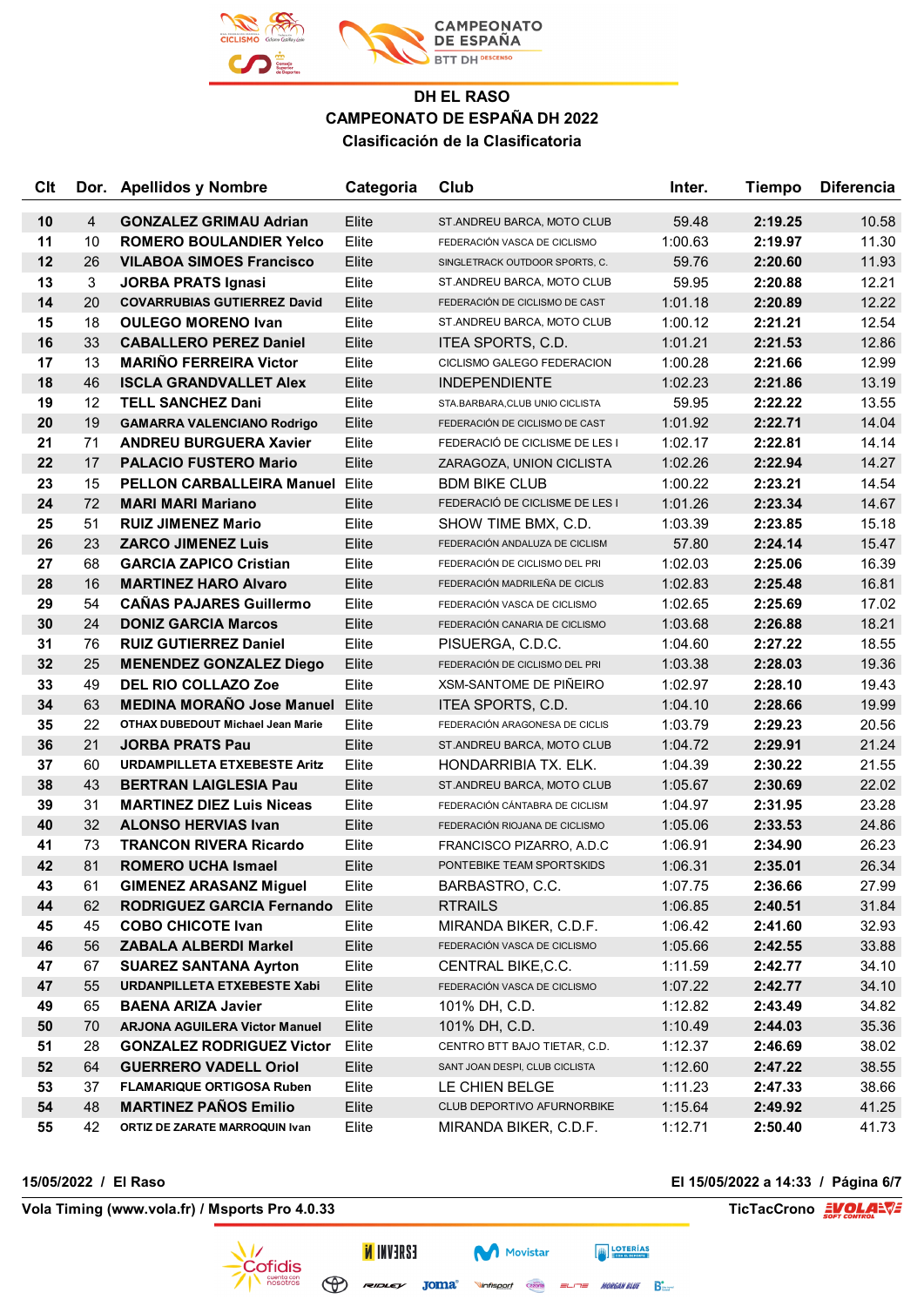### DH EL RASO
### CAMPEONATO DE ESPAÑA DH 2022
### Clasificación de la Clasificatoria

| Clt | Dor. | Apellidos y Nombre | Categoria | Club | Inter. | Tiempo | Diferencia |
|---|---|---|---|---|---|---|---|
| 10 | 4 | GONZALEZ GRIMAU Adrian | Elite | ST.ANDREU BARCA, MOTO CLUB | 59.48 | 2:19.25 | 10.58 |
| 11 | 10 | ROMERO BOULANDIER Yelco | Elite | FEDERACIÓN VASCA DE CICLISMO | 1:00.63 | 2:19.97 | 11.30 |
| 12 | 26 | VILABOA SIMOES Francisco | Elite | SINGLETRACK OUTDOOR SPORTS, C. | 59.76 | 2:20.60 | 11.93 |
| 13 | 3 | JORBA PRATS Ignasi | Elite | ST.ANDREU BARCA, MOTO CLUB | 59.95 | 2:20.88 | 12.21 |
| 14 | 20 | COVARRUBIAS GUTIERREZ David | Elite | FEDERACIÓN DE CICLISMO DE CAST | 1:01.18 | 2:20.89 | 12.22 |
| 15 | 18 | OULEGO MORENO Ivan | Elite | ST.ANDREU BARCA, MOTO CLUB | 1:00.12 | 2:21.21 | 12.54 |
| 16 | 33 | CABALLERO PEREZ Daniel | Elite | ITEA SPORTS, C.D. | 1:01.21 | 2:21.53 | 12.86 |
| 17 | 13 | MARIÑO FERREIRA Victor | Elite | CICLISMO GALEGO FEDERACION | 1:00.28 | 2:21.66 | 12.99 |
| 18 | 46 | ISCLA GRANDVALLET Alex | Elite | INDEPENDIENTE | 1:02.23 | 2:21.86 | 13.19 |
| 19 | 12 | TELL SANCHEZ Dani | Elite | STA.BARBARA,CLUB UNIO CICLISTA | 59.95 | 2:22.22 | 13.55 |
| 20 | 19 | GAMARRA VALENCIANO Rodrigo | Elite | FEDERACIÓN DE CICLISMO DE CAST | 1:01.92 | 2:22.71 | 14.04 |
| 21 | 71 | ANDREU BURGUERA Xavier | Elite | FEDERACIÓ DE CICLISME DE LES I | 1:02.17 | 2:22.81 | 14.14 |
| 22 | 17 | PALACIO FUSTERO Mario | Elite | ZARAGOZA, UNION CICLISTA | 1:02.26 | 2:22.94 | 14.27 |
| 23 | 15 | PELLON CARBALLEIRA Manuel | Elite | BDM BIKE CLUB | 1:00.22 | 2:23.21 | 14.54 |
| 24 | 72 | MARI MARI Mariano | Elite | FEDERACIÓ DE CICLISME DE LES I | 1:01.26 | 2:23.34 | 14.67 |
| 25 | 51 | RUIZ JIMENEZ Mario | Elite | SHOW TIME BMX, C.D. | 1:03.39 | 2:23.85 | 15.18 |
| 26 | 23 | ZARCO JIMENEZ Luis | Elite | FEDERACIÓN ANDALUZA DE CICLISM | 57.80 | 2:24.14 | 15.47 |
| 27 | 68 | GARCIA ZAPICO Cristian | Elite | FEDERACIÓN DE CICLISMO DEL PRI | 1:02.03 | 2:25.06 | 16.39 |
| 28 | 16 | MARTINEZ HARO Alvaro | Elite | FEDERACIÓN MADRILEÑA DE CICLIS | 1:02.83 | 2:25.48 | 16.81 |
| 29 | 54 | CAÑAS PAJARES Guillermo | Elite | FEDERACIÓN VASCA DE CICLISMO | 1:02.65 | 2:25.69 | 17.02 |
| 30 | 24 | DONIZ GARCIA Marcos | Elite | FEDERACIÓN CANARIA DE CICLISMO | 1:03.68 | 2:26.88 | 18.21 |
| 31 | 76 | RUIZ GUTIERREZ Daniel | Elite | PISUERGA, C.D.C. | 1:04.60 | 2:27.22 | 18.55 |
| 32 | 25 | MENENDEZ GONZALEZ Diego | Elite | FEDERACIÓN DE CICLISMO DEL PRI | 1:03.38 | 2:28.03 | 19.36 |
| 33 | 49 | DEL RIO COLLAZO Zoe | Elite | XSM-SANTOME DE PIÑEIRO | 1:02.97 | 2:28.10 | 19.43 |
| 34 | 63 | MEDINA MORAÑO Jose Manuel | Elite | ITEA SPORTS, C.D. | 1:04.10 | 2:28.66 | 19.99 |
| 35 | 22 | OTHAX DUBEDOUT Michael Jean Marie | Elite | FEDERACIÓN ARAGONESA DE CICLIS | 1:03.79 | 2:29.23 | 20.56 |
| 36 | 21 | JORBA PRATS Pau | Elite | ST.ANDREU BARCA, MOTO CLUB | 1:04.72 | 2:29.91 | 21.24 |
| 37 | 60 | URDAMPILLETA ETXEBESTE Aritz | Elite | HONDARRIBIA TX. ELK. | 1:04.39 | 2:30.22 | 21.55 |
| 38 | 43 | BERTRAN LAIGLESIA Pau | Elite | ST.ANDREU BARCA, MOTO CLUB | 1:05.67 | 2:30.69 | 22.02 |
| 39 | 31 | MARTINEZ DIEZ Luis Niceas | Elite | FEDERACIÓN CÁNTABRA DE CICLISM | 1:04.97 | 2:31.95 | 23.28 |
| 40 | 32 | ALONSO HERVIAS Ivan | Elite | FEDERACIÓN RIOJANA DE CICLISMO | 1:05.06 | 2:33.53 | 24.86 |
| 41 | 73 | TRANCON RIVERA Ricardo | Elite | FRANCISCO PIZARRO, A.D.C | 1:06.91 | 2:34.90 | 26.23 |
| 42 | 81 | ROMERO UCHA Ismael | Elite | PONTEBIKE TEAM SPORTSKIDS | 1:06.31 | 2:35.01 | 26.34 |
| 43 | 61 | GIMENEZ ARASANZ Miguel | Elite | BARBASTRO, C.C. | 1:07.75 | 2:36.66 | 27.99 |
| 44 | 62 | RODRIGUEZ GARCIA Fernando | Elite | RTRAILS | 1:06.85 | 2:40.51 | 31.84 |
| 45 | 45 | COBO CHICOTE Ivan | Elite | MIRANDA BIKER, C.D.F. | 1:06.42 | 2:41.60 | 32.93 |
| 46 | 56 | ZABALA ALBERDI Markel | Elite | FEDERACIÓN VASCA DE CICLISMO | 1:05.66 | 2:42.55 | 33.88 |
| 47 | 67 | SUAREZ SANTANA Ayrton | Elite | CENTRAL BIKE,C.C. | 1:11.59 | 2:42.77 | 34.10 |
| 47 | 55 | URDANPILLETA ETXEBESTE Xabi | Elite | FEDERACIÓN VASCA DE CICLISMO | 1:07.22 | 2:42.77 | 34.10 |
| 49 | 65 | BAENA ARIZA Javier | Elite | 101% DH, C.D. | 1:12.82 | 2:43.49 | 34.82 |
| 50 | 70 | ARJONA AGUILERA Victor Manuel | Elite | 101% DH, C.D. | 1:10.49 | 2:44.03 | 35.36 |
| 51 | 28 | GONZALEZ RODRIGUEZ Victor | Elite | CENTRO BTT BAJO TIETAR, C.D. | 1:12.37 | 2:46.69 | 38.02 |
| 52 | 64 | GUERRERO VADELL Oriol | Elite | SANT JOAN DESPI, CLUB CICLISTA | 1:12.60 | 2:47.22 | 38.55 |
| 53 | 37 | FLAMARIQUE ORTIGOSA Ruben | Elite | LE CHIEN BELGE | 1:11.23 | 2:47.33 | 38.66 |
| 54 | 48 | MARTINEZ PAÑOS Emilio | Elite | CLUB DEPORTIVO AFURNORBIKE | 1:15.64 | 2:49.92 | 41.25 |
| 55 | 42 | ORTIZ DE ZARATE MARROQUIN Ivan | Elite | MIRANDA BIKER, C.D.F. | 1:12.71 | 2:50.40 | 41.73 |

15/05/2022 / El Raso — El 15/05/2022 a 14:33

Vola Timing (www.vola.fr) / Msports Pro 4.0.33 — TicTacCrono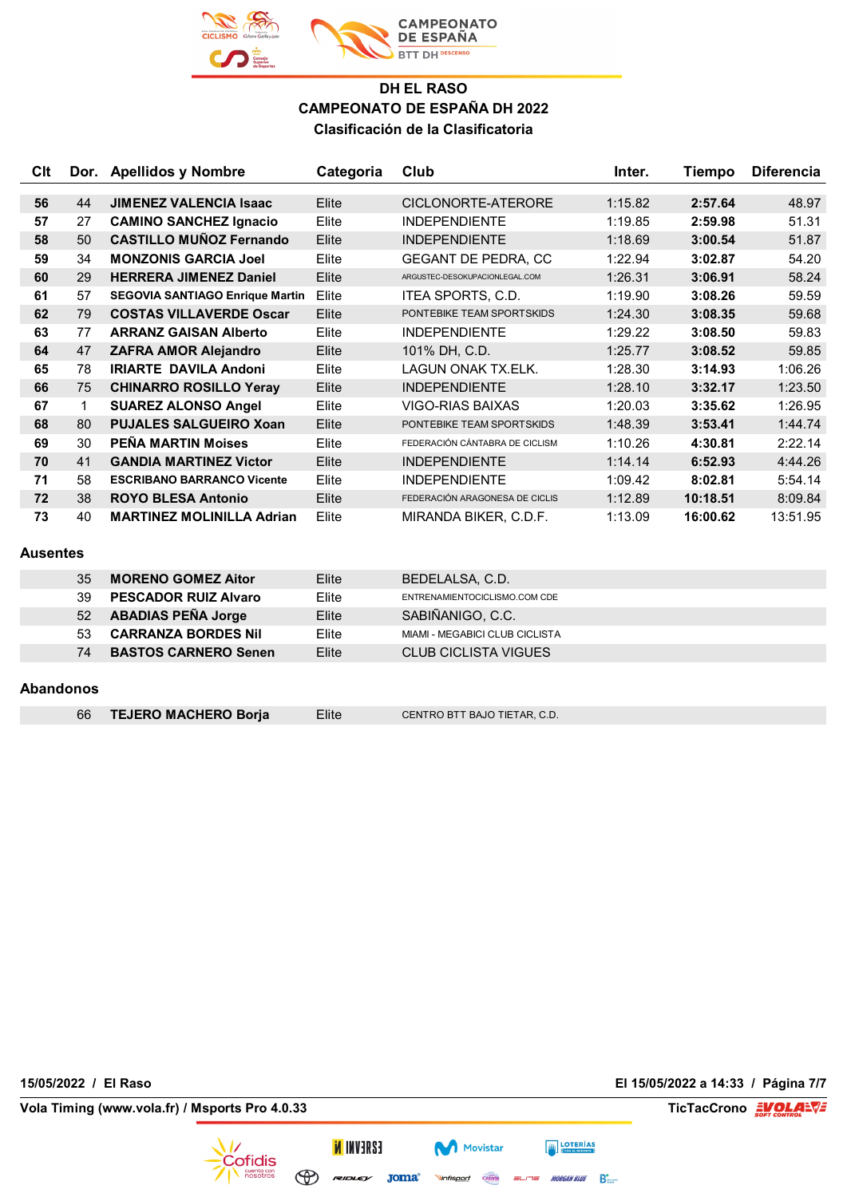**DH EL RASO**
**CAMPEONATO DE ESPAÑA DH 2022**
**Clasificación de la Clasificatoria**

| Clt | Dor. | Apellidos y Nombre | Categoria | Club | Inter. | Tiempo | Diferencia |
|---|---|---|---|---|---|---|---|
| **56** | 44 | **JIMENEZ VALENCIA Isaac** | Elite | CICLONORTE-ATERORE | 1:15.82 | **2:57.64** | 48.97 |
| **57** | 27 | **CAMINO SANCHEZ Ignacio** | Elite | INDEPENDIENTE | 1:19.85 | **2:59.98** | 51.31 |
| **58** | 50 | **CASTILLO MUÑOZ Fernando** | Elite | INDEPENDIENTE | 1:18.69 | **3:00.54** | 51.87 |
| **59** | 34 | **MONZONIS GARCIA Joel** | Elite | GEGANT DE PEDRA, CC | 1:22.94 | **3:02.87** | 54.20 |
| **60** | 29 | **HERRERA JIMENEZ Daniel** | Elite | ARGUSTEC-DESOKUPACIONLEGAL.COM | 1:26.31 | **3:06.91** | 58.24 |
| **61** | 57 | **SEGOVIA SANTIAGO Enrique Martin** | Elite | ITEA SPORTS, C.D. | 1:19.90 | **3:08.26** | 59.59 |
| **62** | 79 | **COSTAS VILLAVERDE Oscar** | Elite | PONTEBIKE TEAM SPORTSKIDS | 1:24.30 | **3:08.35** | 59.68 |
| **63** | 77 | **ARRANZ GAISAN Alberto** | Elite | INDEPENDIENTE | 1:29.22 | **3:08.50** | 59.83 |
| **64** | 47 | **ZAFRA AMOR Alejandro** | Elite | 101% DH, C.D. | 1:25.77 | **3:08.52** | 59.85 |
| **65** | 78 | **IRIARTE DAVILA Andoni** | Elite | LAGUN ONAK TX.ELK. | 1:28.30 | **3:14.93** | 1:06.26 |
| **66** | 75 | **CHINARRO ROSILLO Yeray** | Elite | INDEPENDIENTE | 1:28.10 | **3:32.17** | 1:23.50 |
| **67** | 1 | **SUAREZ ALONSO Angel** | Elite | VIGO-RIAS BAIXAS | 1:20.03 | **3:35.62** | 1:26.95 |
| **68** | 80 | **PUJALES SALGUEIRO Xoan** | Elite | PONTEBIKE TEAM SPORTSKIDS | 1:48.39 | **3:53.41** | 1:44.74 |
| **69** | 30 | **PEÑA MARTIN Moises** | Elite | FEDERACIÓN CÁNTABRA DE CICLISM | 1:10.26 | **4:30.81** | 2:22.14 |
| **70** | 41 | **GANDIA MARTINEZ Victor** | Elite | INDEPENDIENTE | 1:14.14 | **6:52.93** | 4:44.26 |
| **71** | 58 | **ESCRIBANO BARRANCO Vicente** | Elite | INDEPENDIENTE | 1:09.42 | **8:02.81** | 5:54.14 |
| **72** | 38 | **ROYO BLESA Antonio** | Elite | FEDERACIÓN ARAGONESA DE CICLIS | 1:12.89 | **10:18.51** | 8:09.84 |
| **73** | 40 | **MARTINEZ MOLINILLA Adrian** | Elite | MIRANDA BIKER, C.D.F. | 1:13.09 | **16:00.62** | 13:51.95 |

**Ausentes**

| Dor. | Apellidos y Nombre | Categoria | Club |
|---|---|---|---|
| 35 | **MORENO GOMEZ Aitor** | Elite | BEDELALSA, C.D. |
| 39 | **PESCADOR RUIZ Alvaro** | Elite | ENTRENAMIENTOCICLISMO.COM CDE |
| 52 | **ABADIAS PEÑA Jorge** | Elite | SABIÑANIGO, C.C. |
| 53 | **CARRANZA BORDES Nil** | Elite | MIAMI - MEGABICI CLUB CICLISTA |
| 74 | **BASTOS CARNERO Senen** | Elite | CLUB CICLISTA VIGUES |

**Abandonos**

| Dor. | Apellidos y Nombre | Categoria | Club |
|---|---|---|---|
| 66 | **TEJERO MACHERO Borja** | Elite | CENTRO BTT BAJO TIETAR, C.D. |

**15/05/2022 / El Raso** — **El 15/05/2022 a 14:33**

**Vola Timing (www.vola.fr) / Msports Pro 4.0.33** — **TicTacCrono**